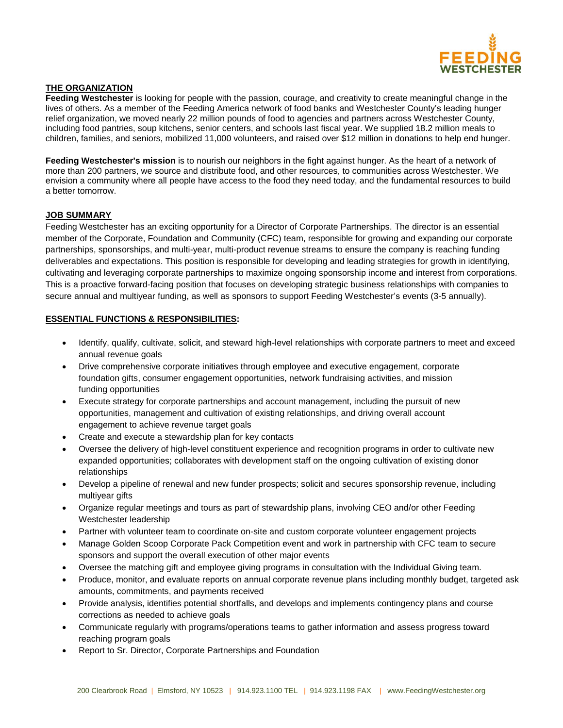## THE ORGANIZATION

**Feeding Westchester** is looking for people with the passion, courage, and creativity to create meaningful change in the lives of others. As a member of the Feeding America network of food banks and Westchester County's leading hunger relief organization, we moved nearly 22 million pounds of food to agencies and partners across Westchester County, including food pantries, soup kitchens, senior centers, and schools last fiscal year. We supplied 18.2 million meals to children, families, and seniors, mobilized 11,000 volunteers, and raised over $12 million in donations to help end hunger.

**Feeding Westchester's mission** is to nourish our neighbors in the fight against hunger. As the heart of a network of more than 200 partners, we source and distribute food, and other resources, to communities across Westchester. We envision a community where all people have access to the food they need today, and the fundamental resources to build a better tomorrow.

## JOB SUMMARY

Feeding Westchester has an exciting opportunity for a Director of Corporate Partnerships. The director is an essential member of the Corporate, Foundation and Community (CFC) team, responsible for growing and expanding our corporate partnerships, sponsorships, and multi-year, multi-product revenue streams to ensure the company is reaching funding deliverables and expectations. This position is responsible for developing and leading strategies for growth in identifying, cultivating and leveraging corporate partnerships to maximize ongoing sponsorship income and interest from corporations. This is a proactive forward-facing position that focuses on developing strategic business relationships with companies to secure annual and multiyear funding, as well as sponsors to support Feeding Westchester's events (3-5 annually).

## ESSENTIAL FUNCTIONS & RESPONSIBILITIES:

- Identify, qualify, cultivate, solicit, and steward high-level relationships with corporate partners to meet and exceed annual revenue goals
- Drive comprehensive corporate initiatives through employee and executive engagement, corporate foundation gifts, consumer engagement opportunities, network fundraising activities, and mission funding opportunities
- Execute strategy for corporate partnerships and account management, including the pursuit of new opportunities, management and cultivation of existing relationships, and driving overall account engagement to achieve revenue target goals
- Create and execute a stewardship plan for key contacts
- Oversee the delivery of high-level constituent experience and recognition programs in order to cultivate new expanded opportunities; collaborates with development staff on the ongoing cultivation of existing donor relationships
- Develop a pipeline of renewal and new funder prospects; solicit and secures sponsorship revenue, including multiyear gifts
- Organize regular meetings and tours as part of stewardship plans, involving CEO and/or other Feeding Westchester leadership
- Partner with volunteer team to coordinate on-site and custom corporate volunteer engagement projects
- Manage Golden Scoop Corporate Pack Competition event and work in partnership with CFC team to secure sponsors and support the overall execution of other major events
- Oversee the matching gift and employee giving programs in consultation with the Individual Giving team.
- Produce, monitor, and evaluate reports on annual corporate revenue plans including monthly budget, targeted ask amounts, commitments, and payments received
- Provide analysis, identifies potential shortfalls, and develops and implements contingency plans and course corrections as needed to achieve goals
- Communicate regularly with programs/operations teams to gather information and assess progress toward reaching program goals
- Report to Sr. Director, Corporate Partnerships and Foundation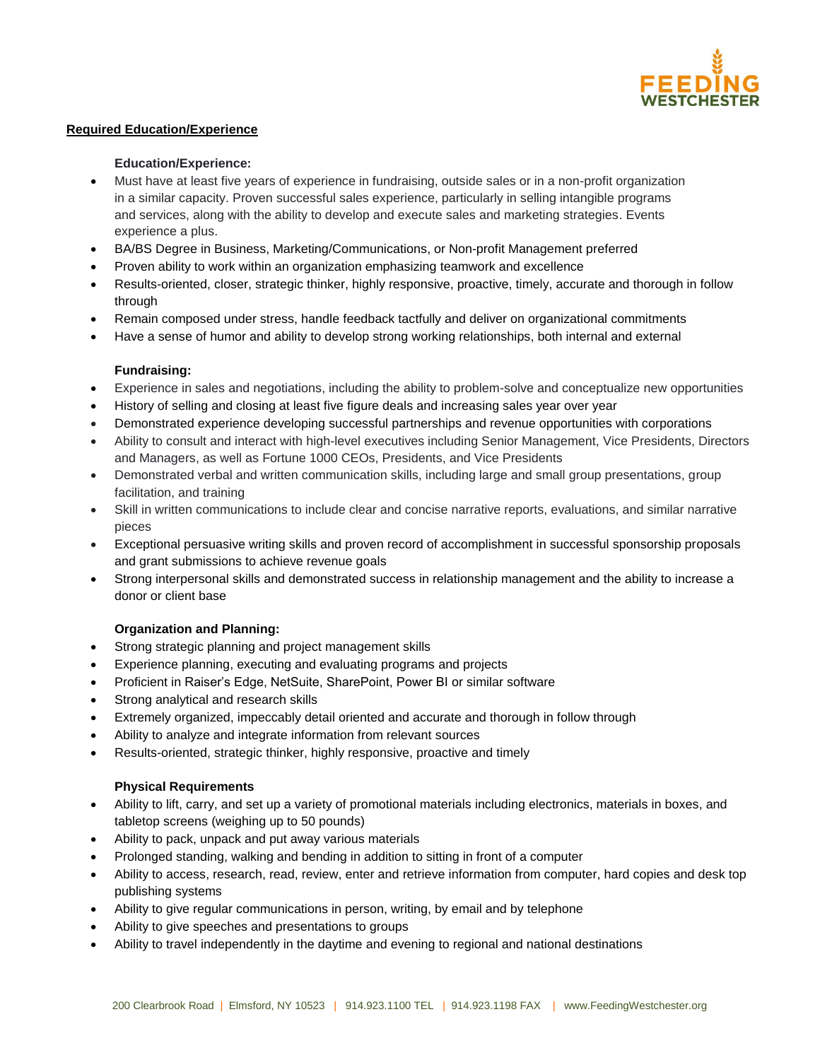**Required Education/Experience**

**Education/Experience:**

- Must have at least five years of experience in fundraising, outside sales or in a non-profit organization in a similar capacity. Proven successful sales experience, particularly in selling intangible programs and services, along with the ability to develop and execute sales and marketing strategies. Events experience a plus.
- BA/BS Degree in Business, Marketing/Communications, or Non-profit Management preferred
- Proven ability to work within an organization emphasizing teamwork and excellence
- Results-oriented, closer, strategic thinker, highly responsive, proactive, timely, accurate and thorough in follow through
- Remain composed under stress, handle feedback tactfully and deliver on organizational commitments
- Have a sense of humor and ability to develop strong working relationships, both internal and external

**Fundraising:**

- Experience in sales and negotiations, including the ability to problem-solve and conceptualize new opportunities
- History of selling and closing at least five figure deals and increasing sales year over year
- Demonstrated experience developing successful partnerships and revenue opportunities with corporations
- Ability to consult and interact with high-level executives including Senior Management, Vice Presidents, Directors and Managers, as well as Fortune 1000 CEOs, Presidents, and Vice Presidents
- Demonstrated verbal and written communication skills, including large and small group presentations, group facilitation, and training
- Skill in written communications to include clear and concise narrative reports, evaluations, and similar narrative pieces
- Exceptional persuasive writing skills and proven record of accomplishment in successful sponsorship proposals and grant submissions to achieve revenue goals
- Strong interpersonal skills and demonstrated success in relationship management and the ability to increase a donor or client base

**Organization and Planning:**

- Strong strategic planning and project management skills
- Experience planning, executing and evaluating programs and projects
- Proficient in Raiser's Edge, NetSuite, SharePoint, Power BI or similar software
- Strong analytical and research skills
- Extremely organized, impeccably detail oriented and accurate and thorough in follow through
- Ability to analyze and integrate information from relevant sources
- Results-oriented, strategic thinker, highly responsive, proactive and timely

**Physical Requirements**

- Ability to lift, carry, and set up a variety of promotional materials including electronics, materials in boxes, and tabletop screens (weighing up to 50 pounds)
- Ability to pack, unpack and put away various materials
- Prolonged standing, walking and bending in addition to sitting in front of a computer
- Ability to access, research, read, review, enter and retrieve information from computer, hard copies and desk top publishing systems
- Ability to give regular communications in person, writing, by email and by telephone
- Ability to give speeches and presentations to groups
- Ability to travel independently in the daytime and evening to regional and national destinations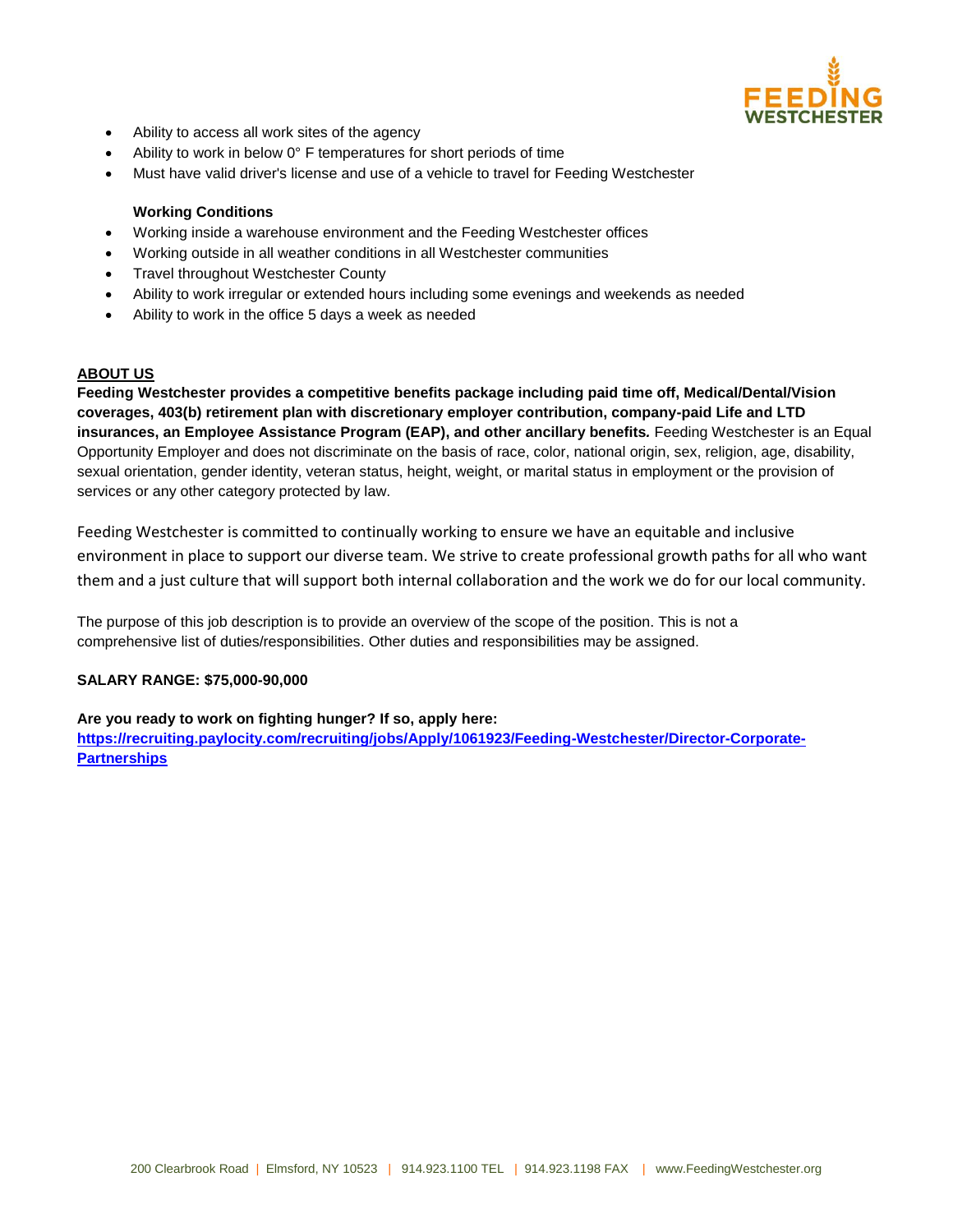- Ability to access all work sites of the agency
- Ability to work in below 0° F temperatures for short periods of time
- Must have valid driver's license and use of a vehicle to travel for Feeding Westchester

**Working Conditions**

- Working inside a warehouse environment and the Feeding Westchester offices
- Working outside in all weather conditions in all Westchester communities
- Travel throughout Westchester County
- Ability to work irregular or extended hours including some evenings and weekends as needed
- Ability to work in the office 5 days a week as needed

**ABOUT US**

**Feeding Westchester provides a competitive benefits package including paid time off, Medical/Dental/Vision coverages, 403(b) retirement plan with discretionary employer contribution, company-paid Life and LTD insurances, an Employee Assistance Program (EAP), and other ancillary benefits.** Feeding Westchester is an Equal Opportunity Employer and does not discriminate on the basis of race, color, national origin, sex, religion, age, disability, sexual orientation, gender identity, veteran status, height, weight, or marital status in employment or the provision of services or any other category protected by law.

Feeding Westchester is committed to continually working to ensure we have an equitable and inclusive environment in place to support our diverse team. We strive to create professional growth paths for all who want them and a just culture that will support both internal collaboration and the work we do for our local community.

The purpose of this job description is to provide an overview of the scope of the position. This is not a comprehensive list of duties/responsibilities. Other duties and responsibilities may be assigned.

**SALARY RANGE: $75,000-90,000**

**Are you ready to work on fighting hunger? If so, apply here:**
**[https://recruiting.paylocity.com/recruiting/jobs/Apply/1061923/Feeding-Westchester/Director-Corporate-Partnerships](https://recruiting.paylocity.com/recruiting/jobs/Apply/1061923/Feeding-Westchester/Director-Corporate-Partnerships)**